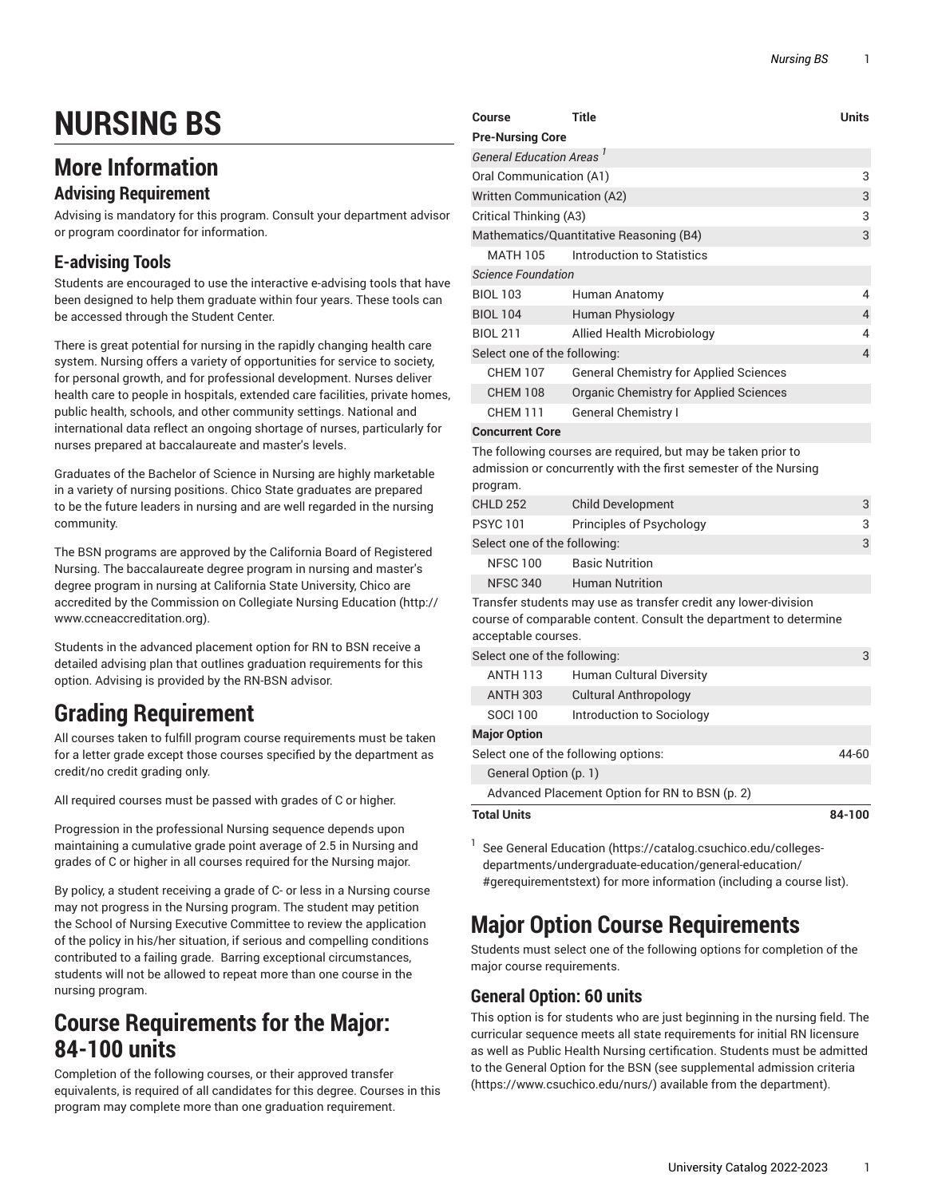# NURSING BS

## More Information

### Advising Requirement

Advising is mandatory for this program. Consult your department advisor or program coordinator for information.

### E-advising Tools

Students are encouraged to use the interactive e-advising tools that have been designed to help them graduate within four years. These tools can be accessed through the Student Center.

There is great potential for nursing in the rapidly changing health care system. Nursing offers a variety of opportunities for service to society, for personal growth, and for professional development. Nurses deliver health care to people in hospitals, extended care facilities, private homes, public health, schools, and other community settings. National and international data reflect an ongoing shortage of nurses, particularly for nurses prepared at baccalaureate and master's levels.

Graduates of the Bachelor of Science in Nursing are highly marketable in a variety of nursing positions. Chico State graduates are prepared to be the future leaders in nursing and are well regarded in the nursing community.

The BSN programs are approved by the California Board of Registered Nursing. The baccalaureate degree program in nursing and master's degree program in nursing at California State University, Chico are accredited by the Commission on Collegiate Nursing Education (http://www.ccneaccreditation.org).

Students in the advanced placement option for RN to BSN receive a detailed advising plan that outlines graduation requirements for this option. Advising is provided by the RN-BSN advisor.

## Grading Requirement

All courses taken to fulfill program course requirements must be taken for a letter grade except those courses specified by the department as credit/no credit grading only.

All required courses must be passed with grades of C or higher.

Progression in the professional Nursing sequence depends upon maintaining a cumulative grade point average of 2.5 in Nursing and grades of C or higher in all courses required for the Nursing major.

By policy, a student receiving a grade of C- or less in a Nursing course may not progress in the Nursing program. The student may petition the School of Nursing Executive Committee to review the application of the policy in his/her situation, if serious and compelling conditions contributed to a failing grade. Barring exceptional circumstances, students will not be allowed to repeat more than one course in the nursing program.

## Course Requirements for the Major: 84-100 units

Completion of the following courses, or their approved transfer equivalents, is required of all candidates for this degree. Courses in this program may complete more than one graduation requirement.

| Course | Title | Units |
|---|---|---|
| **Pre-Nursing Core** | | |
| *General Education Areas* [1] | | |
| Oral Communication (A1) | | 3 |
| Written Communication (A2) | | 3 |
| Critical Thinking (A3) | | 3 |
| Mathematics/Quantitative Reasoning (B4) | | 3 |
| MATH 105 | Introduction to Statistics | |
| *Science Foundation* | | |
| BIOL 103 | Human Anatomy | 4 |
| BIOL 104 | Human Physiology | 4 |
| BIOL 211 | Allied Health Microbiology | 4 |
| Select one of the following: | | 4 |
| CHEM 107 | General Chemistry for Applied Sciences | |
| CHEM 108 | Organic Chemistry for Applied Sciences | |
| CHEM 111 | General Chemistry I | |
| **Concurrent Core** | | |
| The following courses are required, but may be taken prior to admission or concurrently with the first semester of the Nursing program. | | |
| CHLD 252 | Child Development | 3 |
| PSYC 101 | Principles of Psychology | 3 |
| Select one of the following: | | 3 |
| NFSC 100 | Basic Nutrition | |
| NFSC 340 | Human Nutrition | |
| Transfer students may use as transfer credit any lower-division course of comparable content. Consult the department to determine acceptable courses. | | |
| Select one of the following: | | 3 |
| ANTH 113 | Human Cultural Diversity | |
| ANTH 303 | Cultural Anthropology | |
| SOCI 100 | Introduction to Sociology | |
| **Major Option** | | |
| Select one of the following options: | | 44-60 |
| General Option (p. 1) | | |
| Advanced Placement Option for RN to BSN (p. 2) | | |
| **Total Units** | | **84-100** |

[1] See General Education (https://catalog.csuchico.edu/colleges-departments/undergraduate-education/general-education/#gerequirementstext) for more information (including a course list).

## Major Option Course Requirements

Students must select one of the following options for completion of the major course requirements.

### General Option: 60 units

This option is for students who are just beginning in the nursing field. The curricular sequence meets all state requirements for initial RN licensure as well as Public Health Nursing certification. Students must be admitted to the General Option for the BSN (see supplemental admission criteria (https://www.csuchico.edu/nurs/) available from the department).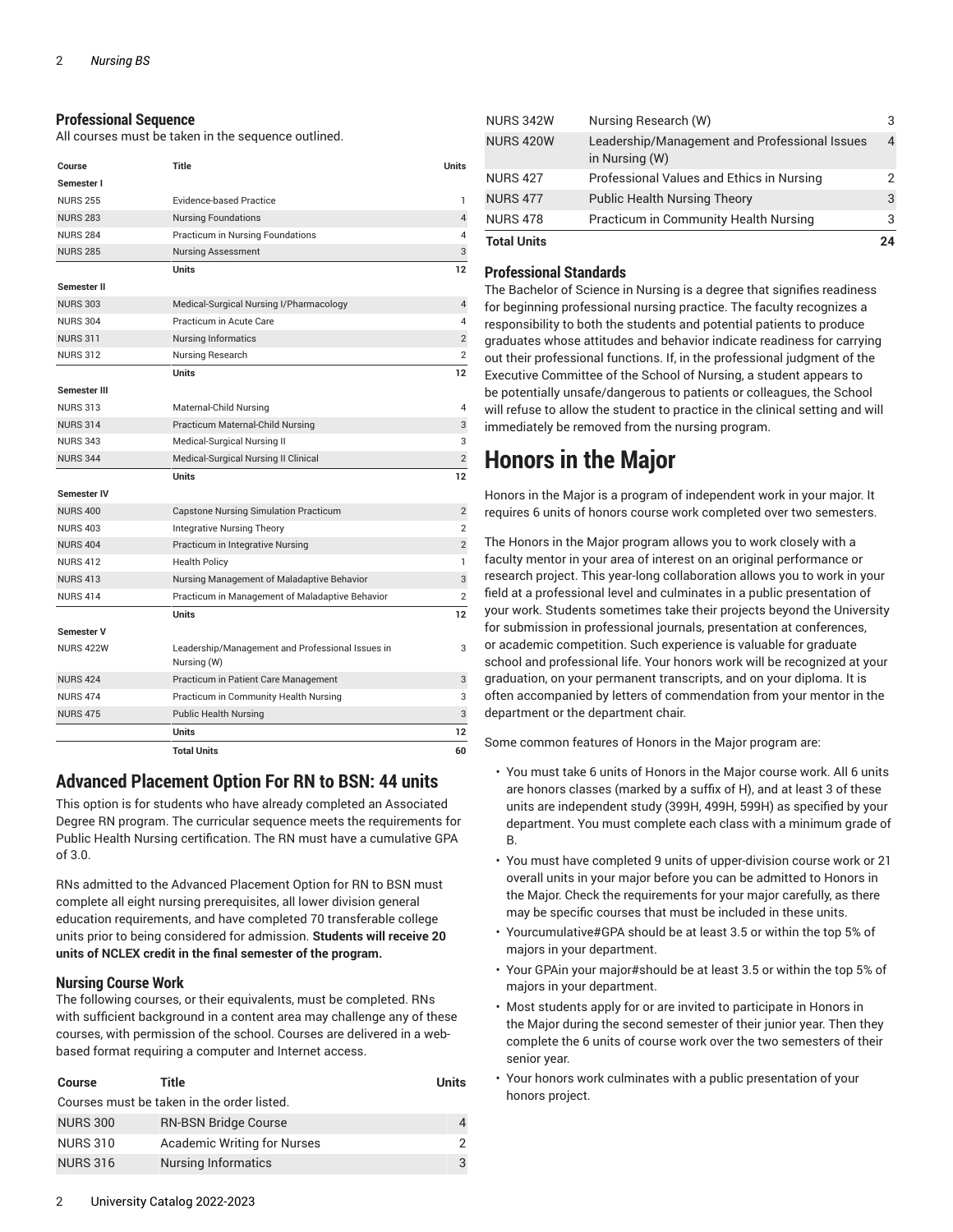### Professional Sequence

All courses must be taken in the sequence outlined.

| Course | Title | Units |
|---|---|---|
| **Semester I** | | |
| NURS 255 | Evidence-based Practice | 1 |
| NURS 283 | Nursing Foundations | 4 |
| NURS 284 | Practicum in Nursing Foundations | 4 |
| NURS 285 | Nursing Assessment | 3 |
| | **Units** | **12** |
| **Semester II** | | |
| NURS 303 | Medical-Surgical Nursing I/Pharmacology | 4 |
| NURS 304 | Practicum in Acute Care | 4 |
| NURS 311 | Nursing Informatics | 2 |
| NURS 312 | Nursing Research | 2 |
| | **Units** | **12** |
| **Semester III** | | |
| NURS 313 | Maternal-Child Nursing | 4 |
| NURS 314 | Practicum Maternal-Child Nursing | 3 |
| NURS 343 | Medical-Surgical Nursing II | 3 |
| NURS 344 | Medical-Surgical Nursing II Clinical | 2 |
| | **Units** | **12** |
| **Semester IV** | | |
| NURS 400 | Capstone Nursing Simulation Practicum | 2 |
| NURS 403 | Integrative Nursing Theory | 2 |
| NURS 404 | Practicum in Integrative Nursing | 2 |
| NURS 412 | Health Policy | 1 |
| NURS 413 | Nursing Management of Maladaptive Behavior | 3 |
| NURS 414 | Practicum in Management of Maladaptive Behavior | 2 |
| | **Units** | **12** |
| **Semester V** | | |
| NURS 422W | Leadership/Management and Professional Issues in Nursing (W) | 3 |
| NURS 424 | Practicum in Patient Care Management | 3 |
| NURS 474 | Practicum in Community Health Nursing | 3 |
| NURS 475 | Public Health Nursing | 3 |
| | **Units** | **12** |
| | **Total Units** | **60** |

## Advanced Placement Option For RN to BSN: 44 units

This option is for students who have already completed an Associated Degree RN program. The curricular sequence meets the requirements for Public Health Nursing certification. The RN must have a cumulative GPA of 3.0.

RNs admitted to the Advanced Placement Option for RN to BSN must complete all eight nursing prerequisites, all lower division general education requirements, and have completed 70 transferable college units prior to being considered for admission. **Students will receive 20 units of NCLEX credit in the final semester of the program.**

### Nursing Course Work

The following courses, or their equivalents, must be completed. RNs with sufficient background in a content area may challenge any of these courses, with permission of the school. Courses are delivered in a web-based format requiring a computer and Internet access.

| Course | Title | Units |
|---|---|---|
| Courses must be taken in the order listed. | | |
| NURS 300 | RN-BSN Bridge Course | 4 |
| NURS 310 | Academic Writing for Nurses | 2 |
| NURS 316 | Nursing Informatics | 3 |
| NURS 342W | Nursing Research (W) | 3 |
| NURS 420W | Leadership/Management and Professional Issues in Nursing (W) | 4 |
| NURS 427 | Professional Values and Ethics in Nursing | 2 |
| NURS 477 | Public Health Nursing Theory | 3 |
| NURS 478 | Practicum in Community Health Nursing | 3 |
| **Total Units** | | **24** |

### Professional Standards

The Bachelor of Science in Nursing is a degree that signifies readiness for beginning professional nursing practice. The faculty recognizes a responsibility to both the students and potential patients to produce graduates whose attitudes and behavior indicate readiness for carrying out their professional functions. If, in the professional judgment of the Executive Committee of the School of Nursing, a student appears to be potentially unsafe/dangerous to patients or colleagues, the School will refuse to allow the student to practice in the clinical setting and will immediately be removed from the nursing program.

# Honors in the Major

Honors in the Major is a program of independent work in your major. It requires 6 units of honors course work completed over two semesters.

The Honors in the Major program allows you to work closely with a faculty mentor in your area of interest on an original performance or research project. This year-long collaboration allows you to work in your field at a professional level and culminates in a public presentation of your work. Students sometimes take their projects beyond the University for submission in professional journals, presentation at conferences, or academic competition. Such experience is valuable for graduate school and professional life. Your honors work will be recognized at your graduation, on your permanent transcripts, and on your diploma. It is often accompanied by letters of commendation from your mentor in the department or the department chair.

Some common features of Honors in the Major program are:

- You must take 6 units of Honors in the Major course work. All 6 units are honors classes (marked by a suffix of H), and at least 3 of these units are independent study (399H, 499H, 599H) as specified by your department. You must complete each class with a minimum grade of B.
- You must have completed 9 units of upper-division course work or 21 overall units in your major before you can be admitted to Honors in the Major. Check the requirements for your major carefully, as there may be specific courses that must be included in these units.
- Yourcumulative#GPA should be at least 3.5 or within the top 5% of majors in your department.
- Your GPAin your major#should be at least 3.5 or within the top 5% of majors in your department.
- Most students apply for or are invited to participate in Honors in the Major during the second semester of their junior year. Then they complete the 6 units of course work over the two semesters of their senior year.
- Your honors work culminates with a public presentation of your honors project.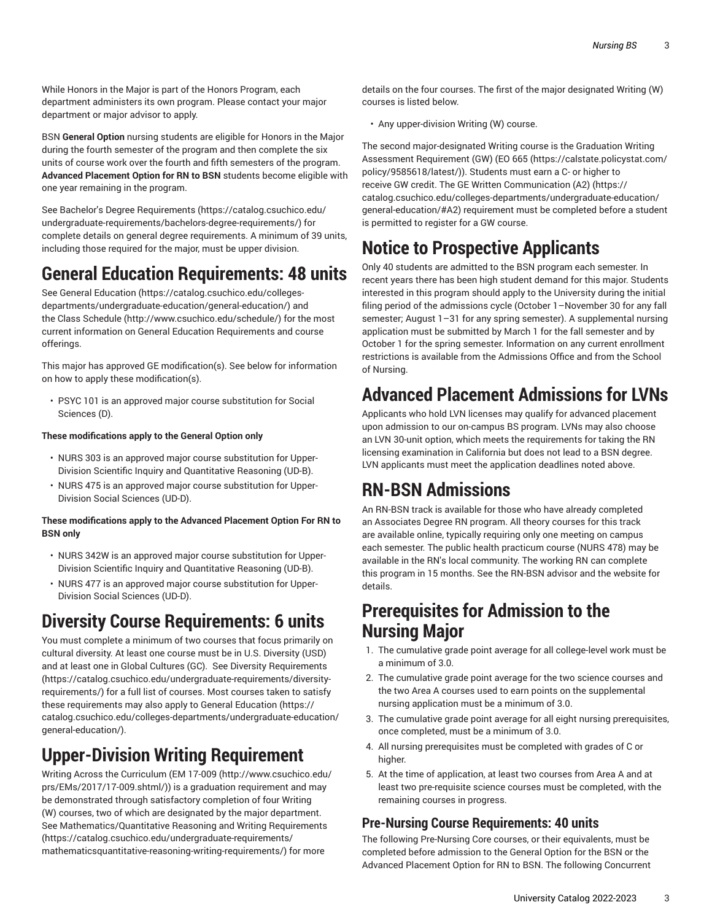While Honors in the Major is part of the Honors Program, each department administers its own program. Please contact your major department or major advisor to apply.

BSN **General Option** nursing students are eligible for Honors in the Major during the fourth semester of the program and then complete the six units of course work over the fourth and fifth semesters of the program. **Advanced Placement Option for RN to BSN** students become eligible with one year remaining in the program.

See Bachelor's Degree Requirements (https://catalog.csuchico.edu/undergraduate-requirements/bachelors-degree-requirements/) for complete details on general degree requirements. A minimum of 39 units, including those required for the major, must be upper division.

# General Education Requirements: 48 units

See General Education (https://catalog.csuchico.edu/colleges-departments/undergraduate-education/general-education/) and the Class Schedule (http://www.csuchico.edu/schedule/) for the most current information on General Education Requirements and course offerings.

This major has approved GE modification(s). See below for information on how to apply these modification(s).

- PSYC 101 is an approved major course substitution for Social Sciences (D).

**These modifications apply to the General Option only**

- NURS 303 is an approved major course substitution for Upper-Division Scientific Inquiry and Quantitative Reasoning (UD-B).
- NURS 475 is an approved major course substitution for Upper-Division Social Sciences (UD-D).

**These modifications apply to the Advanced Placement Option For RN to BSN only**

- NURS 342W is an approved major course substitution for Upper-Division Scientific Inquiry and Quantitative Reasoning (UD-B).
- NURS 477 is an approved major course substitution for Upper-Division Social Sciences (UD-D).

# Diversity Course Requirements: 6 units

You must complete a minimum of two courses that focus primarily on cultural diversity. At least one course must be in U.S. Diversity (USD) and at least one in Global Cultures (GC). See Diversity Requirements (https://catalog.csuchico.edu/undergraduate-requirements/diversity-requirements/) for a full list of courses. Most courses taken to satisfy these requirements may also apply to General Education (https://catalog.csuchico.edu/colleges-departments/undergraduate-education/general-education/).

# Upper-Division Writing Requirement

Writing Across the Curriculum (EM 17-009 (http://www.csuchico.edu/prs/EMs/2017/17-009.shtml/)) is a graduation requirement and may be demonstrated through satisfactory completion of four Writing (W) courses, two of which are designated by the major department. See Mathematics/Quantitative Reasoning and Writing Requirements (https://catalog.csuchico.edu/undergraduate-requirements/mathematicsquantitative-reasoning-writing-requirements/) for more details on the four courses. The first of the major designated Writing (W) courses is listed below.

- Any upper-division Writing (W) course.

The second major-designated Writing course is the Graduation Writing Assessment Requirement (GW) (EO 665 (https://calstate.policystat.com/policy/9585618/latest/)). Students must earn a C- or higher to receive GW credit. The GE Written Communication (A2) (https://catalog.csuchico.edu/colleges-departments/undergraduate-education/general-education/#A2) requirement must be completed before a student is permitted to register for a GW course.

# Notice to Prospective Applicants

Only 40 students are admitted to the BSN program each semester. In recent years there has been high student demand for this major. Students interested in this program should apply to the University during the initial filing period of the admissions cycle (October 1–November 30 for any fall semester; August 1–31 for any spring semester). A supplemental nursing application must be submitted by March 1 for the fall semester and by October 1 for the spring semester. Information on any current enrollment restrictions is available from the Admissions Office and from the School of Nursing.

# Advanced Placement Admissions for LVNs

Applicants who hold LVN licenses may qualify for advanced placement upon admission to our on-campus BS program. LVNs may also choose an LVN 30-unit option, which meets the requirements for taking the RN licensing examination in California but does not lead to a BSN degree. LVN applicants must meet the application deadlines noted above.

# RN-BSN Admissions

An RN-BSN track is available for those who have already completed an Associates Degree RN program. All theory courses for this track are available online, typically requiring only one meeting on campus each semester. The public health practicum course (NURS 478) may be available in the RN's local community. The working RN can complete this program in 15 months. See the RN-BSN advisor and the website for details.

# Prerequisites for Admission to the Nursing Major

1. The cumulative grade point average for all college-level work must be a minimum of 3.0.
2. The cumulative grade point average for the two science courses and the two Area A courses used to earn points on the supplemental nursing application must be a minimum of 3.0.
3. The cumulative grade point average for all eight nursing prerequisites, once completed, must be a minimum of 3.0.
4. All nursing prerequisites must be completed with grades of C or higher.
5. At the time of application, at least two courses from Area A and at least two pre-requisite science courses must be completed, with the remaining courses in progress.

## Pre-Nursing Course Requirements: 40 units

The following Pre-Nursing Core courses, or their equivalents, must be completed before admission to the General Option for the BSN or the Advanced Placement Option for RN to BSN. The following Concurrent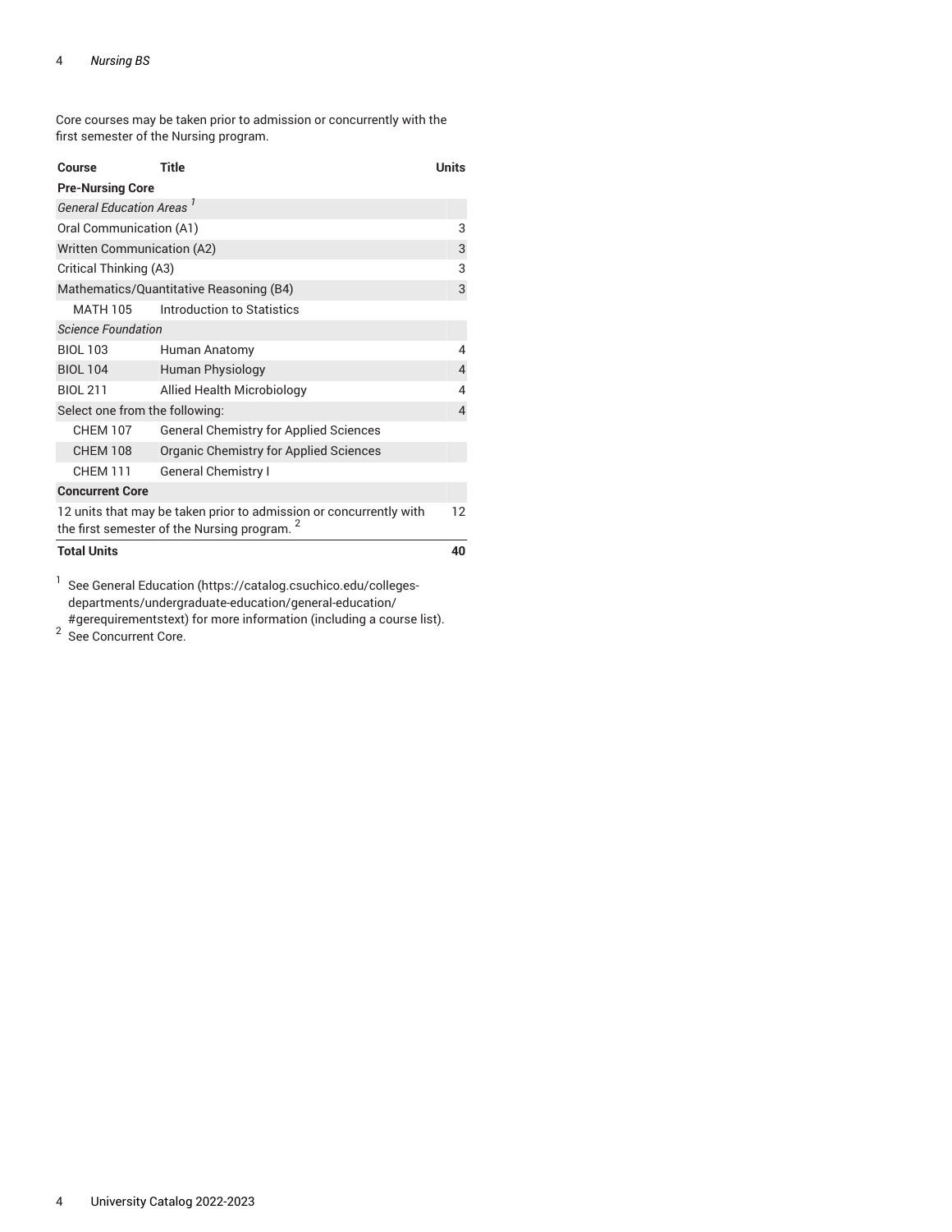Core courses may be taken prior to admission or concurrently with the first semester of the Nursing program.

| Course | Title | Units |
|---|---|---|
| **Pre-Nursing Core** | | |
| *General Education Areas* [1] | | |
| Oral Communication (A1) | | 3 |
| Written Communication (A2) | | 3 |
| Critical Thinking (A3) | | 3 |
| Mathematics/Quantitative Reasoning (B4) | | 3 |
| MATH 105 | Introduction to Statistics | |
| *Science Foundation* | | |
| BIOL 103 | Human Anatomy | 4 |
| BIOL 104 | Human Physiology | 4 |
| BIOL 211 | Allied Health Microbiology | 4 |
| Select one from the following: | | 4 |
| CHEM 107 | General Chemistry for Applied Sciences | |
| CHEM 108 | Organic Chemistry for Applied Sciences | |
| CHEM 111 | General Chemistry I | |
| **Concurrent Core** | | |
| 12 units that may be taken prior to admission or concurrently with the first semester of the Nursing program. [2] | | 12 |
| **Total Units** | | **40** |

[1] See General Education (https://catalog.csuchico.edu/colleges-departments/undergraduate-education/general-education/#gerequirementstext) for more information (including a course list).

[2] See Concurrent Core.